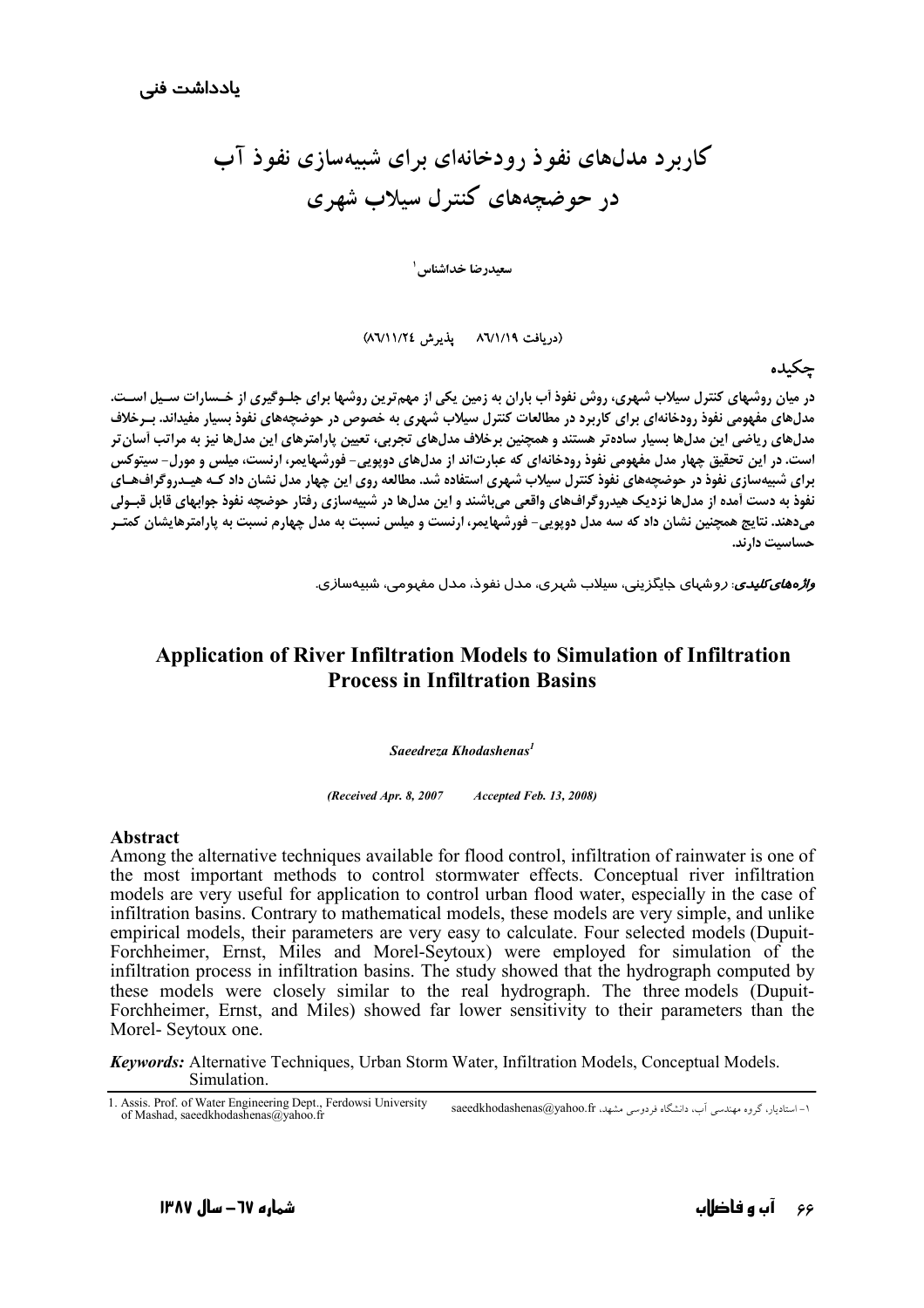**یادداشت فنی**

# کاربرد مدل‌های نفوذ رودخانه‌ای برای شبیه‌سازی نفوذ آب در حوضچه‌های کنترل سیلاب شهری

سعیدرضا خداشناس[1]

(دریافت ۸۶/۱/۱۹ پذیرش ۸۶/۱۱/۲٤)

## چکیده

**در میان روشهای کنترل سیلاب شهری، روش نفوذ آب باران به زمین یکی از مهم‌ترین روشها برای جلوگیری از خسارات سیل است. مدل‌های مفهومی نفوذ رودخانه‌ای برای کاربرد در مطالعات کنترل سیلاب شهری به خصوص در حوضچه‌های نفوذ بسیار مفیداند. برخلاف مدل‌های ریاضی این مدل‌ها بسیار ساده‌تر هستند و همچنین برخلاف مدل‌های تجربی، تعیین پارامترهای این مدل‌ها نیز به مراتب آسان‌تر است. در این تحقیق چهار مدل مفهومی نفوذ رودخانه‌ای که عبارت‌اند از مدل‌های دوپویی- فورشهایمر، ارنست، میلس و مورل- سیتوکس برای شبیه‌سازی نفوذ در حوضچه‌های نفوذ کنترل سیلاب شهری استفاده شد. مطالعه روی این چهار مدل نشان داد که هیدروگراف‌های نفوذ به دست آمده از مدل‌ها نزدیک هیدروگراف‌های واقعی می‌باشند و این مدل‌ها در شبیه‌سازی رفتار حوضچه نفوذ جوابهای قابل قبولی می‌دهند. نتایج همچنین نشان داد که سه مدل دوپویی- فورشهایمر، ارنست و میلس نسبت به مدل چهارم نسبت به پارامترهایشان کمتر حساسیت دارند.**

***واژه‌های کلیدی:*** روشهای جایگزینی، سیلاب شهری، مدل نفوذ، مدل مفهومی، شبیه‌سازی.

# Application of River Infiltration Models to Simulation of Infiltration Process in Infiltration Basins

***Saeedreza Khodashenas[1]***

***(Received Apr. 8, 2007 Accepted Feb. 13, 2008)***

## Abstract

Among the alternative techniques available for flood control, infiltration of rainwater is one of the most important methods to control stormwater effects. Conceptual river infiltration models are very useful for application to control urban flood water, especially in the case of infiltration basins. Contrary to mathematical models, these models are very simple, and unlike empirical models, their parameters are very easy to calculate. Four selected models (Dupuit-Forchheimer, Ernst, Miles and Morel-Seytoux) were employed for simulation of the infiltration process in infiltration basins. The study showed that the hydrograph computed by these models were closely similar to the real hydrograph. The three models (Dupuit-Forchheimer, Ernst, and Miles) showed far lower sensitivity to their parameters than the Morel- Seytoux one.

***Keywords:*** Alternative Techniques, Urban Storm Water, Infiltration Models, Conceptual Models. Simulation.

---

1. Assis. Prof. of Water Engineering Dept., Ferdowsi University of Mashad, saeedkhodashenas@yahoo.fr

۱- استادیار، گروه مهندسی آب، دانشگاه فردوسی مشهد، saeedkhodashenas@yahoo.fr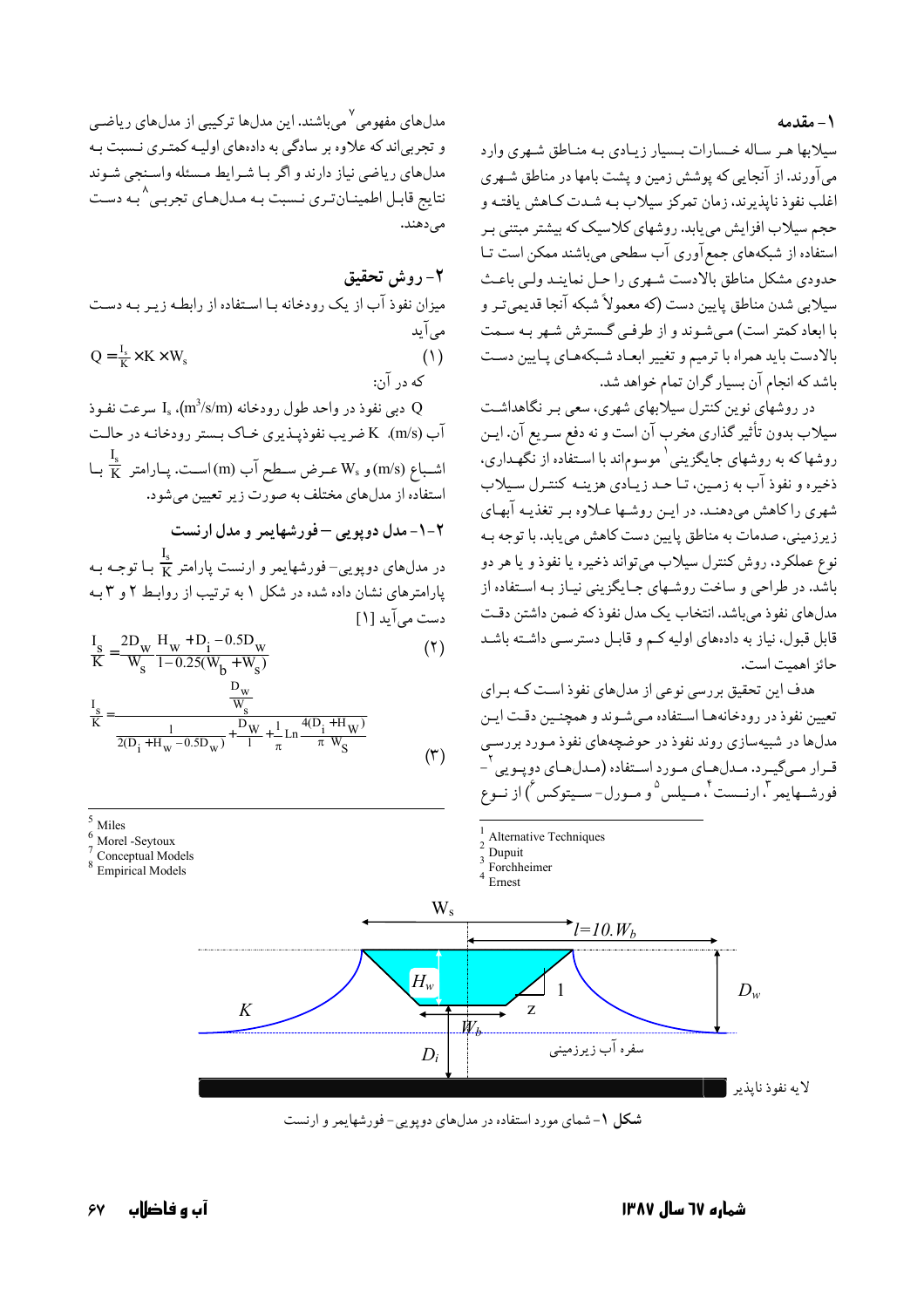## ۱- مقدمه

سیلابها هر ساله خسارات بسیار زیادی به مناطق شهری وارد می‌آورند. از آنجایی که پوشش زمین و پشت بامها در مناطق شهری اغلب نفوذ ناپذیرند. زمان تمرکز سیلاب به شدت کاهش یافته و حجم سیلاب افزایش می‌یابد. روشهای کلاسیک که بیشتر مبتنی بر استفاده از شبکه‌های جمع‌آوری آب سطحی می‌باشند ممکن است تا حدودی مشکل مناطق بالادست شهری را حل نمایند ولی باعث سیلابی شدن مناطق پایین دست (که معمولاً شبکه آنجا قدیمی‌تر و با ابعاد کمتر است) می‌شوند و از طرفی گسترش شهر به سمت بالادست باید همراه با ترمیم و تغییر ابعاد شبکه‌های پایین دست باشد که انجام آن بسیار گران تمام خواهد شد.

در روشهای نوین کنترل سیلابهای شهری، سعی بر نگاهداشت سیلاب بدون تأثیر گذاری مخرب آن است و نه دفع سریع آن. این روشها که به روشهای جایگزینی[1] موسوم‌اند با استفاده از نگهداری، ذخیره و نفوذ آب به زمین، تا حد زیادی هزینه کنترل سیلاب شهری را کاهش می‌دهند. در این روشها علاوه بر تغذیه آبهای زیرزمینی، صدمات به مناطق پایین دست کاهش می‌یابد. با توجه به نوع عملکرد، روش کنترل سیلاب می‌تواند ذخیره یا نفوذ و یا هر دو باشد. در طراحی و ساخت روشهای جایگزینی نیاز به استفاده از مدلهای نفوذ می‌باشد. انتخاب یک مدل نفوذ که ضمن داشتن دقت قابل قبول، نیاز به داده‌های اولیه کم و قابل دسترسی داشته باشد حائز اهمیت است.

هدف این تحقیق بررسی نوعی از مدلهای نفوذ است که برای تعیین نفوذ در رودخانه‌ها استفاده می‌شوند و همچنین دقت این مدلها در شبیه‌سازی روند نفوذ در حوضچه‌های نفوذ مورد بررسی قرار می‌گیرد. مدلهای مورد استفاده (مدلهای دوپویی[2] - فورشهایمر[3]، ارنست[4]، میلس[5] و مورل- سیتوکس[6]) از نوع مدلهای مفهومی[7] می‌باشند. این مدلها ترکیبی از مدلهای ریاضی و تجربی‌اند که علاوه بر سادگی به داده‌های اولیه کمتری نسبت به مدلهای ریاضی نیاز دارند و اگر با شرایط مسئله واسنجی شوند نتایج قابل اطمینان‌تری نسبت به مدلهای تجربی[8] به دست می‌دهند.

[1] Alternative Techniques
[2] Dupuit
[3] Forchheimer
[4] Ernest
[5] Miles
[6] Morel -Seytoux
[7] Conceptual Models
[8] Empirical Models

## ۲- روش تحقیق

میزان نفوذ آب از یک رودخانه با استفاده از رابطه زیر به دست می‌آید

$$Q = \frac{I_s}{K} \times K \times W_s \qquad (1)$$

که در آن:

Q دبی نفوذ در واحد طول رودخانه $(m^3/s/m)$، $I_s$ سرعت نفوذ آب $(m/s)$. K ضریب نفوذپذیری خاک بستر رودخانه در حالت اشباع $(m/s)$ و $W_s$ عرض سطح آب $(m)$ است. پارامتر $\frac{I_s}{K}$ با استفاده از مدلهای مختلف به صورت زیر تعیین می‌شود.

### ۲-۱- مدل دوپویی - فورشهایمر و مدل ارنست

در مدلهای دوپویی- فورشهایمر و ارنست پارامتر $\frac{I_s}{K}$ با توجه به پارامترهای نشان داده شده در شکل ۱ به ترتیب از روابط ۲ و ۳ به دست می‌آید [1]

$$\frac{I_S}{K} = \frac{2D_W}{W_S}\frac{H_W + D_i - 0.5D_W}{l - 0.25(W_b + W_s)} \qquad (2)$$

$$\frac{I_S}{K} = \frac{\frac{D_W}{W_S}}{\frac{1}{2(D_i + H_W - 0.5D_W)} + \frac{D_W}{l} + \frac{1}{\pi}Ln\frac{4(D_i + H_W)}{\pi\, W_S}} \qquad (3)$$

شکل ۱- شمای مورد استفاده در مدلهای دوپویی- فورشهایمر و ارنست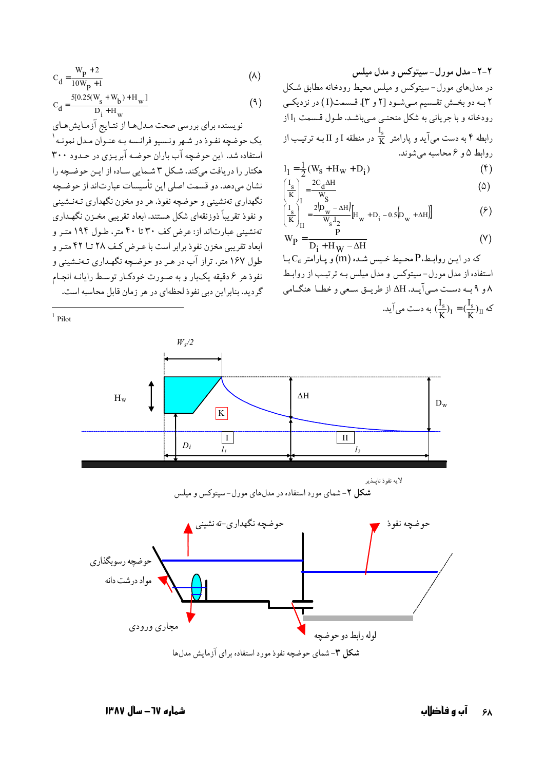## ۲-۲- مدل مورل- سیتوکس و مدل میلس

در مدل‌های مورل- سیتوکس و میلس محیط رودخانه مطابق شکل ۲ به دو بخش تقسیم می‌شود [۲ و ۳]. قسمت( I ) در نزدیکی رودخانه و با جریانی به شکل منحنی می‌باشد. طول قسمت $l_I$ از رابطه ۴ به دست می‌آید و پارامتر $\frac{I_s}{K}$ در منطقه I و II به ترتیب از روابط ۵ و ۶ محاسبه می‌شوند.

$$l_I = \frac{1}{2}(W_S + H_W + D_i) \tag{۴}$$

$$\left(\frac{I_s}{K}\right)_I = \frac{2C_d \Delta H}{W_S} \tag{۵}$$

$$\left(\frac{I_s}{K}\right)_{II} = \frac{2[D_w - \Delta H]}{W_s\, l_2}\left[H_w + D_i - 0.5(D_w + \Delta H)\right] \tag{۶}$$

$$W_P = \frac{P}{D_i + H_W - \Delta H} \tag{۷}$$

که در این روابط، P محیط خیس شده (m) و پارامتر $C_d$ با استفاده از مدل مورل- سیتوکس و مدل میلس به ترتیب از روابط ۸ و ۹ به دست می‌آید. $\Delta H$ از طریق سعی و خطا هنگامی که $(\frac{I_s}{K})_I = (\frac{I_s}{K})_{II}$ به دست می‌آید.

$$C_d = \frac{W_P + 2}{10W_P + 1} \tag{۸}$$

$$C_d = \frac{5[0.25(W_s + W_b) + H_w]}{D_i + H_w} \tag{۹}$$

نویسنده برای بررسی صحت مدل‌ها از نتایج آزمایش‌های یک حوضچه نفوذ در شهر ونسیو فرانسه به عنوان مدل نمونه[1] استفاده شد. این حوضچه آب باران حوضه آبریزی در حدود ۳۰۰ هکتار را دریافت می‌کند. شکل ۳ شمایی ساده از این حوضچه را نشان می‌دهد. دو قسمت اصلی این تأسیسات عبارت‌اند از حوضچه نگهداری ته‌نشینی و حوضچه نفوذ. هر دو مخزن نگهداری ته‌نشینی و نفوذ تقریباً ذوزنقه‌ای شکل هستند. ابعاد تقریبی مخزن نگهداری ته‌نشینی عبارت‌اند از: عرض کف ۳۰ تا ۴۰ متر، طول ۱۹۴ متر و ابعاد تقریبی مخزن نفوذ برابر است با عرض کف ۲۸ تا ۴۲ متر و طول ۱۶۷ متر. تراز آب در هر دو حوضچه نگهداری ته‌نشینی و نفوذ هر ۶ دقیقه یک‌بار و به صورت خودکار توسط رایانه انجام گردید. بنابراین دبی نفوذ لحظه‌ای در هر زمان قابل محاسبه است.

[1] Pilot

**شکل ۲**- شمای مورد استفاده در مدل‌های مورل- سیتوکس و میلس

**شکل ۳**- شمای حوضچه نفوذ مورد استفاده برای آزمایش مدل‌ها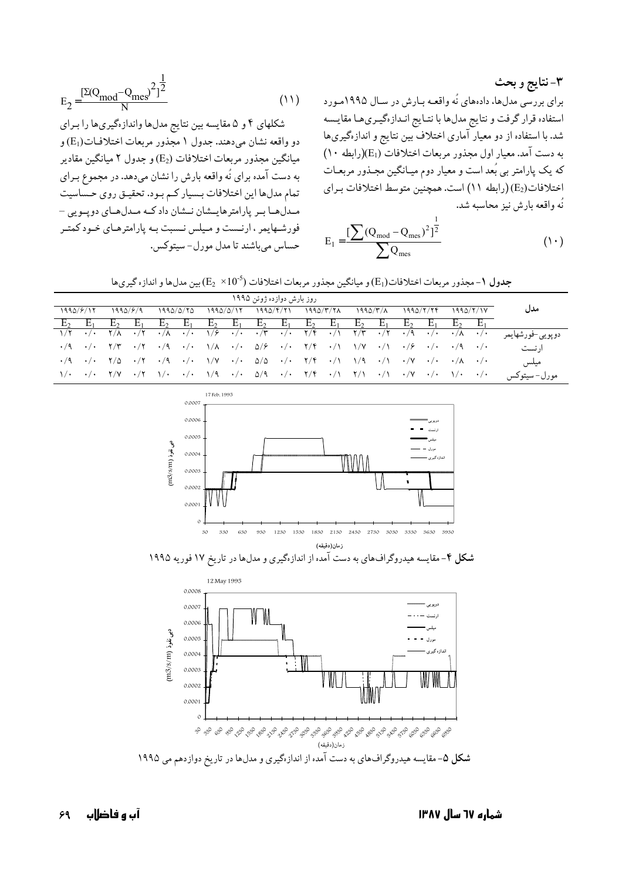## ۳- نتایج و بحث

برای بررسی مدل‌ها، داده‌های نُه واقعه بارش در سال ۱۹۹۵مورد استفاده قرار گرفت و نتایج مدل‌ها با نتایج اندازه‌گیری‌ها مقایسه شد. با استفاده از دو معیار آماری اختلاف بین نتایج و اندازه‌گیری‌ها به دست آمد. معیار اول مجذور مربعات اختلافات ($E_1$)(رابطه ۱۰) که یک پارامتر بی بُعد است و معیار دوم میانگین مجذور مربعات اختلافات($E_2$) (رابطه ۱۱) است. همچنین متوسط اختلافات برای نُه واقعه بارش نیز محاسبه شد.

$$E_1 = \frac{[\sum (Q_{mod} - Q_{mes})^2]^{\frac{1}{2}}}{\sum Q_{mes}} \qquad (۱۰)$$

$$E_2 = \frac{[\Sigma (Q_{mod} - Q_{mes})^2]^{\frac{1}{2}}}{N} \qquad (۱۱)$$

شکلهای ۴ و ۵ مقایسه بین نتایج مدلها واندازه‌گیری‌ها را برای دو واقعه نشان می‌دهند. جدول ۱ مجذور مربعات اختلافات($E_1$) و میانگین مجذور مربعات اختلافات ($E_2$) و جدول ۲ میانگین مقادیر به دست آمده برای نُه واقعه بارش را نشان می‌دهد. در مجموع برای تمام مدلها این اختلافات بسیار کم بود. تحقیق روی حساسیت مدلها بر پارامترهایشان نشان داد که مدلهای دوپویی – فورشهایمر ، ارنست و میلس نسبت به پارامترهای خود کمتر حساس می‌باشند تا مدل مورل- سیتوکس.

**جدول ۱**- مجذور مربعات اختلافات($E_1$) و میانگین مجذور مربعات اختلافات ($E_2 \times 10^{-5}$) بین مدلها و اندازه گیری‌ها

| مدل | روز بارش دوازده ژوئن ۱۹۹۵ | | | | | | | | | | | | | | | | | |
|---|---|---|---|---|---|---|---|---|---|---|---|---|---|---|---|---|---|---|
| | ۱۹۹۵/۲/۱۷ | | ۱۹۹۵/۲/۲۴ | | ۱۹۹۵/۳/۸ | | ۱۹۹۵/۳/۲۸ | | ۱۹۹۵/۴/۲۱ | | ۱۹۹۵/۵/۱۲ | | ۱۹۹۵/۵/۲۵ | | ۱۹۹۵/۶/۹ | | ۱۹۹۵/۶/۱۲ | |
| | $E_1$ | $E_2$ | $E_1$ | $E_2$ | $E_1$ | $E_2$ | $E_1$ | $E_2$ | $E_1$ | $E_2$ | $E_1$ | $E_2$ | $E_1$ | $E_2$ | $E_1$ | $E_2$ | $E_1$ | $E_2$ |
| دوپویی-فورشهایمر | ۰/۰ | ۰/۸ | ۰/۰ | ۰/۹ | ۰/۲ | ۲/۳ | ۰/۱ | ۲/۴ | ۰/۰ | ۰/۳ | ۰/۰ | ۱/۶ | ۰/۰ | ۰/۸ | ۰/۲ | ۲/۸ | ۰/۰ | ۱/۲ |
| ارنست | ۰/۰ | ۰/۹ | ۰/۰ | ۰/۶ | ۰/۱ | ۱/۷ | ۰/۱ | ۲/۴ | ۰/۰ | ۵/۶ | ۰/۰ | ۱/۸ | ۰/۰ | ۰/۹ | ۰/۲ | ۲/۳ | ۰/۰ | ۰/۹ |
| میلس | ۰/۰ | ۰/۸ | ۰/۰ | ۰/۷ | ۰/۱ | ۱/۹ | ۰/۱ | ۲/۴ | ۰/۰ | ۵/۵ | ۰/۰ | ۱/۷ | ۰/۰ | ۰/۹ | ۰/۲ | ۲/۵ | ۰/۰ | ۰/۹ |
| مورل- سیتوکس | ۰/۰ | ۱/۰ | ۰/۰ | ۰/۷ | ۰/۱ | ۲/۱ | ۰/۱ | ۲/۴ | ۰/۰ | ۵/۹ | ۰/۰ | ۱/۹ | ۰/۰ | ۱/۰ | ۰/۲ | ۲/۷ | ۰/۰ | ۱/۰ |

**شکل ۴**- مقایسه هیدروگراف‌های به دست آمده از اندازه‌گیری و مدل‌ها در تاریخ ۱۷ فوریه ۱۹۹۵

**شکل ۵**- مقایسه هیدروگراف‌های به دست آمده از اندازه‌گیری و مدل‌ها در تاریخ دوازدهم می ۱۹۹۵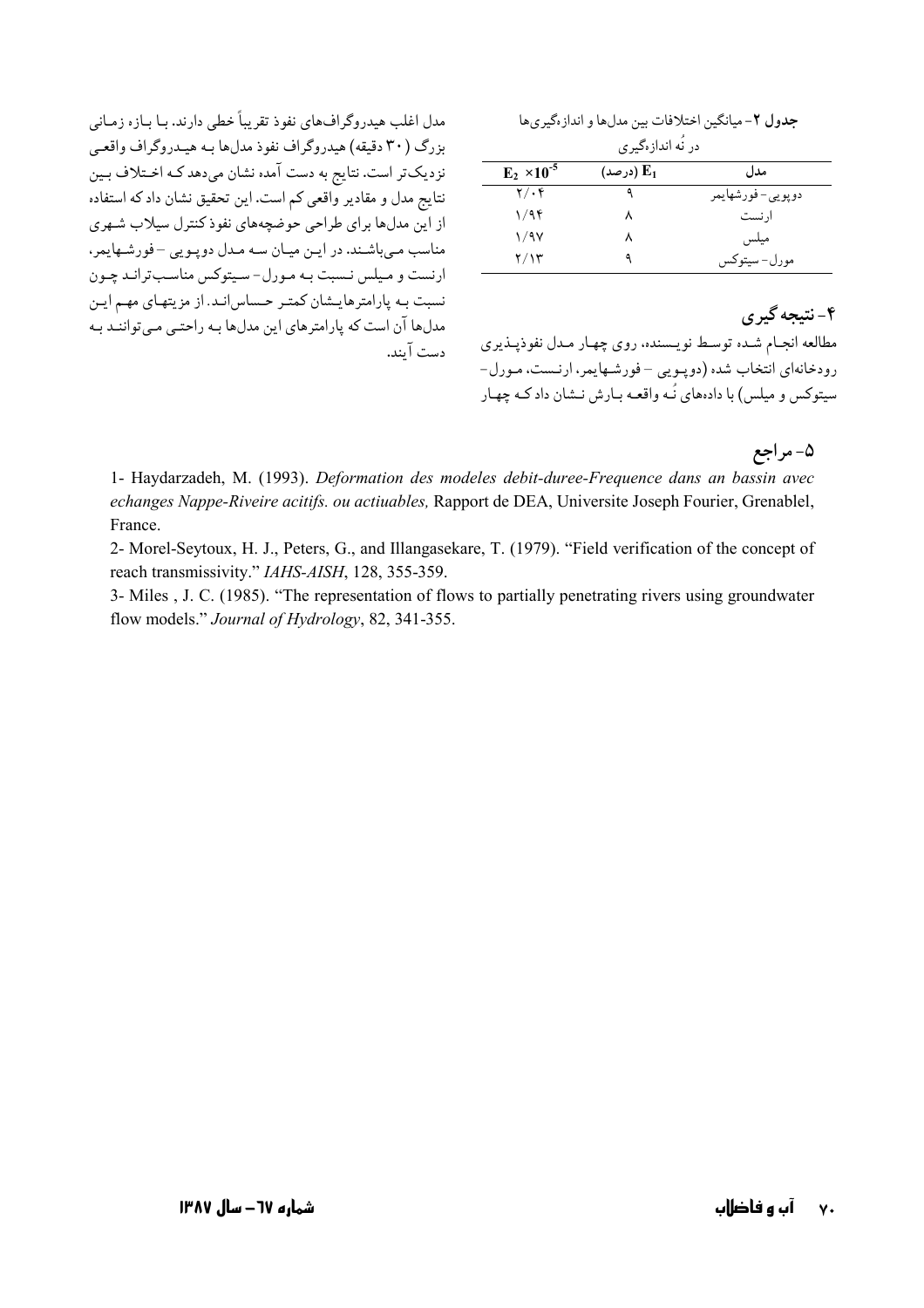**جدول ۲**- میانگین اختلافات بین مدل‌ها و اندازه‌گیری‌ها در نُه اندازه‌گیری

| مدل | $E_1$ (درصد) | $E_2 \times 10^{-5}$ |
|---|---|---|
| دوپویی- فورشهایمر | ۹ | ۲/۰۴ |
| ارنست | ۸ | ۱/۹۴ |
| میلس | ۸ | ۱/۹۷ |
| مورل- سیتوکس | ۹ | ۲/۱۳ |

## ۴- نتیجه گیری

مطالعه انجام شده توسط نویسنده، روی چهار مدل نفوذپذیری رودخانه‌ای انتخاب شده (دوپویی - فورشهایمر، ارنست، مورل- سیتوکس و میلس) با داده‌های نُه واقعه بارش نشان داد که چهار مدل اغلب هیدروگراف‌های نفوذ تقریباً خطی دارند. با بازه زمانی بزرگ (۳۰ دقیقه) هیدروگراف نفوذ مدل‌ها به هیدروگراف واقعی نزدیک‌تر است. نتایج به دست آمده نشان می‌دهد که اختلاف بین نتایج مدل و مقادیر واقعی کم است. این تحقیق نشان داد که استفاده از این مدل‌ها برای طراحی حوضچه‌های نفوذ کنترل سیلاب شهری مناسب می‌باشند. در این میان سه مدل دوپویی - فورشهایمر، ارنست و میلس نسبت به مورل- سیتوکس مناسب‌ترند چون نسبت به پارامترهایشان کمتر حساس‌اند. از مزیتهای مهم این مدل‌ها آن است که پارامترهای این مدل‌ها به راحتی می‌توانند به دست آیند.

## ۵- مراجع

1- Haydarzadeh, M. (1993). *Deformation des modeles debit-duree-Frequence dans an bassin avec echanges Nappe-Riveire acitifs. ou actiuables,* Rapport de DEA, Universite Joseph Fourier, Grenablel, France.

2- Morel-Seytoux, H. J., Peters, G., and Illangasekare, T. (1979). "Field verification of the concept of reach transmissivity." *IAHS-AISH*, 128, 355-359.

3- Miles , J. C. (1985). "The representation of flows to partially penetrating rivers using groundwater flow models." *Journal of Hydrology*, 82, 341-355.